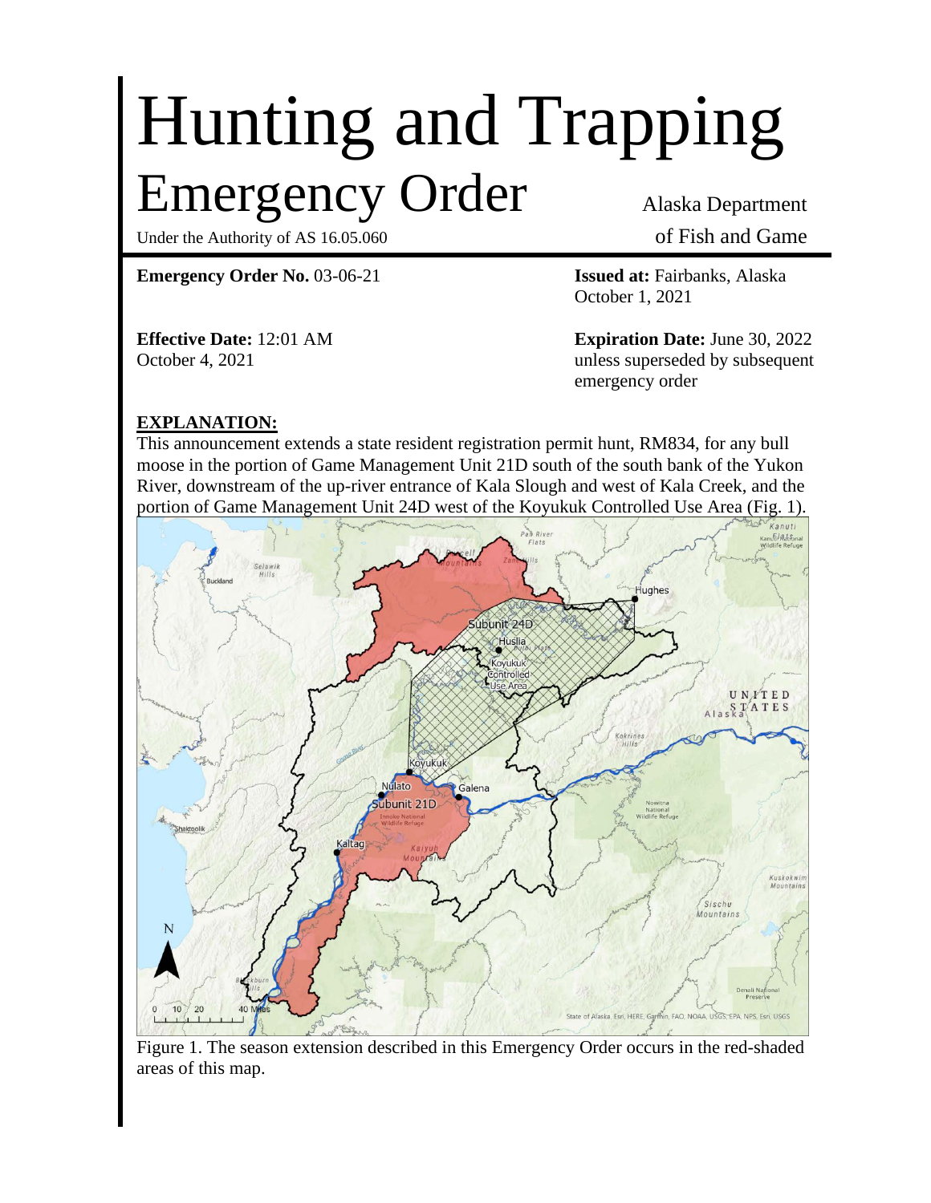# Hunting and Trapping Emergency Order

Under the Authority of AS 16.05.060

Alaska Department of Fish and Game

**Emergency Order No.** 03-06-21

**Issued at:** Fairbanks, Alaska
October 1, 2021

**Effective Date:** 12:01 AM
October 4, 2021

**Expiration Date:** June 30, 2022
unless superseded by subsequent emergency order

## EXPLANATION:

This announcement extends a state resident registration permit hunt, RM834, for any bull moose in the portion of Game Management Unit 21D south of the south bank of the Yukon River, downstream of the up-river entrance of Kala Slough and west of Kala Creek, and the portion of Game Management Unit 24D west of the Koyukuk Controlled Use Area (Fig. 1).

Figure 1. The season extension described in this Emergency Order occurs in the red-shaded areas of this map.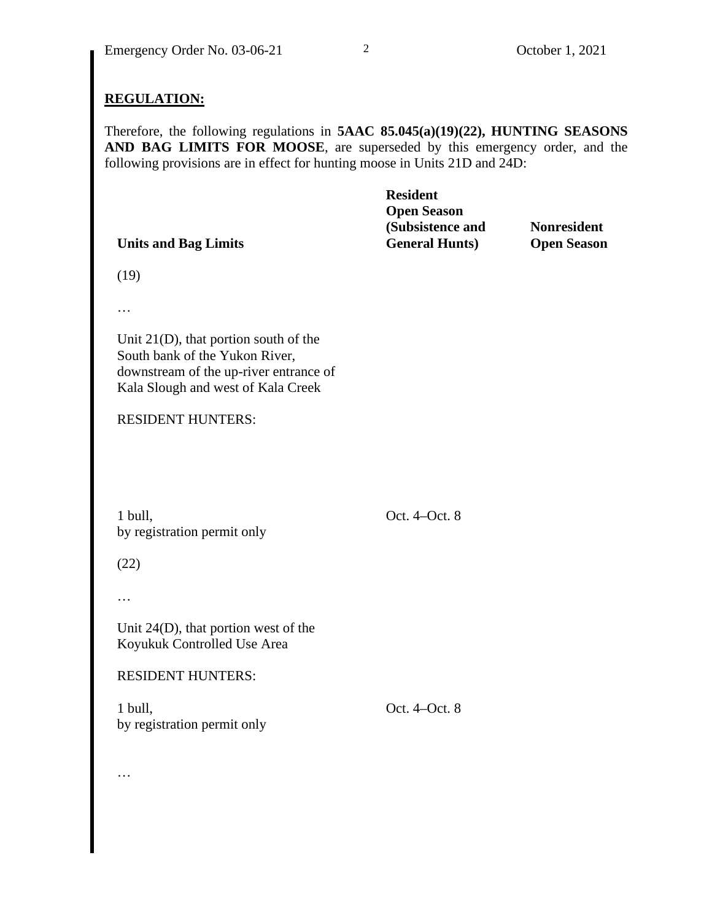## REGULATION:

Therefore, the following regulations in **5AAC 85.045(a)(19)(22), HUNTING SEASONS AND BAG LIMITS FOR MOOSE**, are superseded by this emergency order, and the following provisions are in effect for hunting moose in Units 21D and 24D:

| Units and Bag Limits | Resident Open Season (Subsistence and General Hunts) | Nonresident Open Season |
|---|---|---|
| (19) | | |
| … | | |
| Unit 21(D), that portion south of the South bank of the Yukon River, downstream of the up-river entrance of Kala Slough and west of Kala Creek | | |
| RESIDENT HUNTERS: | | |
| 1 bull, by registration permit only | Oct. 4–Oct. 8 | |
| (22) | | |
| … | | |
| Unit 24(D), that portion west of the Koyukuk Controlled Use Area | | |
| RESIDENT HUNTERS: | | |
| 1 bull, by registration permit only | Oct. 4–Oct. 8 | |
| … | | |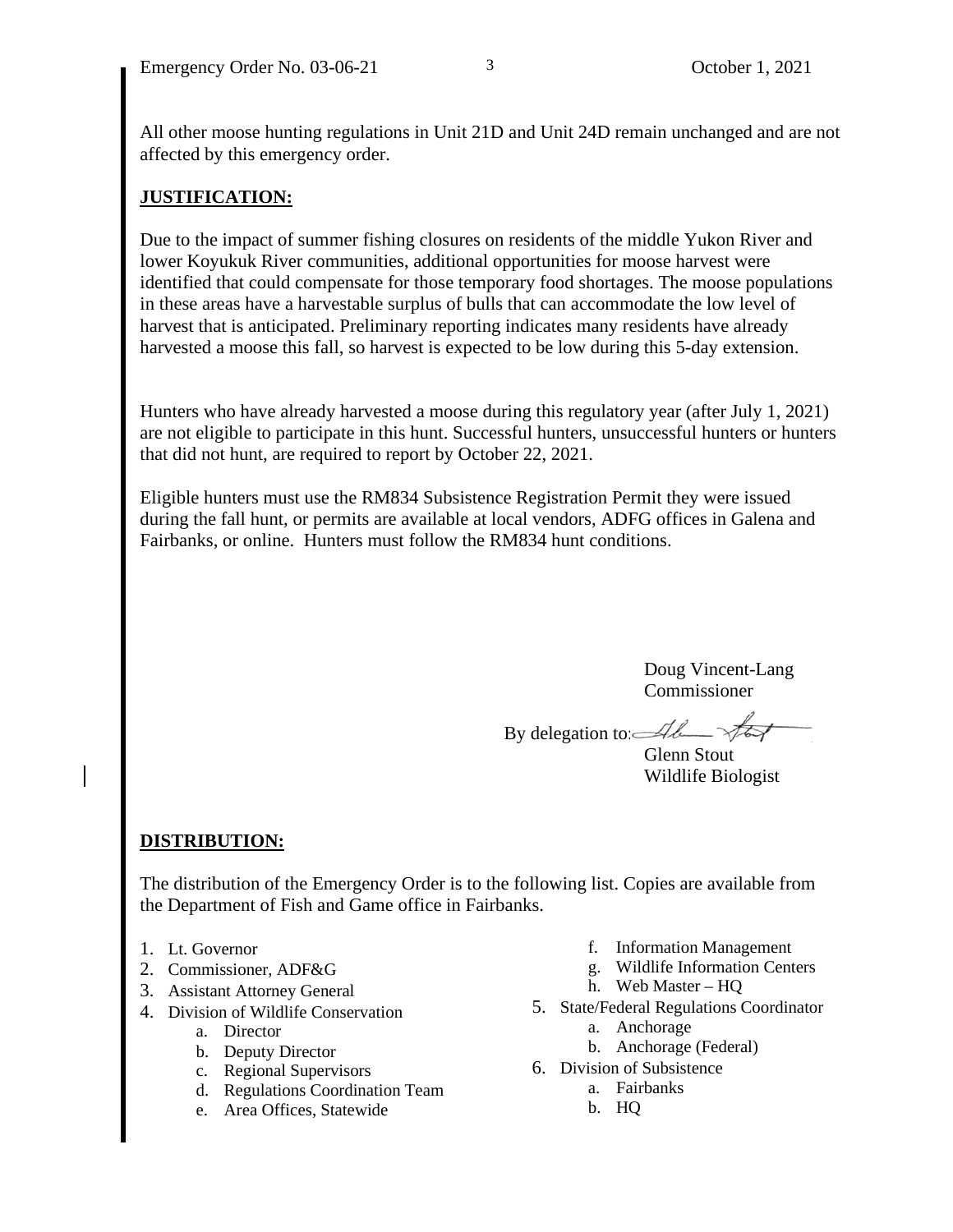All other moose hunting regulations in Unit 21D and Unit 24D remain unchanged and are not affected by this emergency order.

## JUSTIFICATION:

Due to the impact of summer fishing closures on residents of the middle Yukon River and lower Koyukuk River communities, additional opportunities for moose harvest were identified that could compensate for those temporary food shortages. The moose populations in these areas have a harvestable surplus of bulls that can accommodate the low level of harvest that is anticipated. Preliminary reporting indicates many residents have already harvested a moose this fall, so harvest is expected to be low during this 5-day extension.

Hunters who have already harvested a moose during this regulatory year (after July 1, 2021) are not eligible to participate in this hunt. Successful hunters, unsuccessful hunters or hunters that did not hunt, are required to report by October 22, 2021.

Eligible hunters must use the RM834 Subsistence Registration Permit they were issued during the fall hunt, or permits are available at local vendors, ADFG offices in Galena and Fairbanks, or online. Hunters must follow the RM834 hunt conditions.

Doug Vincent-Lang
Commissioner

By delegation to:
Glenn Stout
Wildlife Biologist

## DISTRIBUTION:

The distribution of the Emergency Order is to the following list. Copies are available from the Department of Fish and Game office in Fairbanks.

1. Lt. Governor
2. Commissioner, ADF&G
3. Assistant Attorney General
4. Division of Wildlife Conservation
   a. Director
   b. Deputy Director
   c. Regional Supervisors
   d. Regulations Coordination Team
   e. Area Offices, Statewide
   f. Information Management
   g. Wildlife Information Centers
   h. Web Master – HQ
5. State/Federal Regulations Coordinator
   a. Anchorage
   b. Anchorage (Federal)
6. Division of Subsistence
   a. Fairbanks
   b. HQ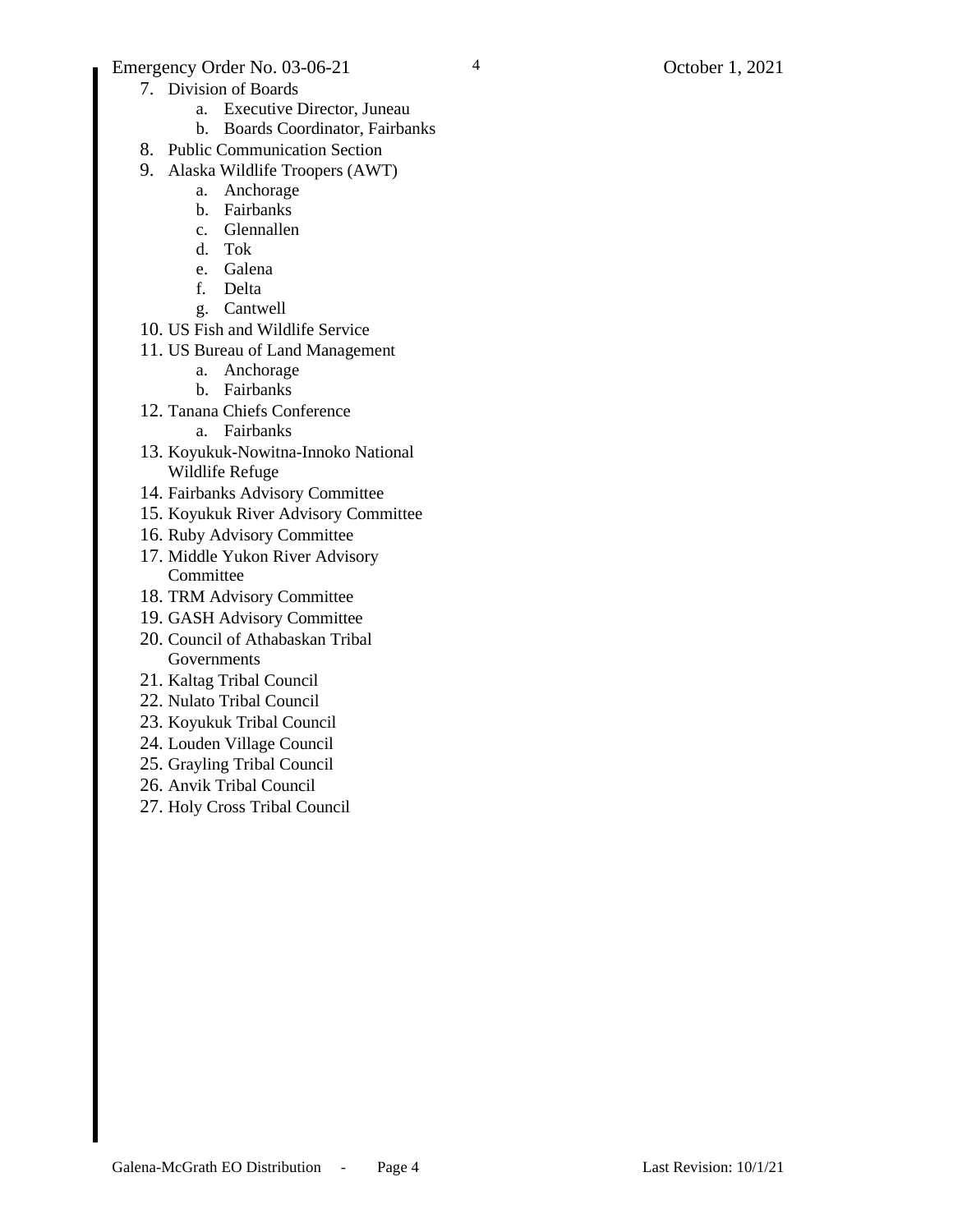7. Division of Boards
    a. Executive Director, Juneau
    b. Boards Coordinator, Fairbanks
8. Public Communication Section
9. Alaska Wildlife Troopers (AWT)
    a. Anchorage
    b. Fairbanks
    c. Glennallen
    d. Tok
    e. Galena
    f. Delta
    g. Cantwell
10. US Fish and Wildlife Service
11. US Bureau of Land Management
    a. Anchorage
    b. Fairbanks
12. Tanana Chiefs Conference
    a. Fairbanks
13. Koyukuk-Nowitna-Innoko National Wildlife Refuge
14. Fairbanks Advisory Committee
15. Koyukuk River Advisory Committee
16. Ruby Advisory Committee
17. Middle Yukon River Advisory Committee
18. TRM Advisory Committee
19. GASH Advisory Committee
20. Council of Athabaskan Tribal Governments
21. Kaltag Tribal Council
22. Nulato Tribal Council
23. Koyukuk Tribal Council
24. Louden Village Council
25. Grayling Tribal Council
26. Anvik Tribal Council
27. Holy Cross Tribal Council